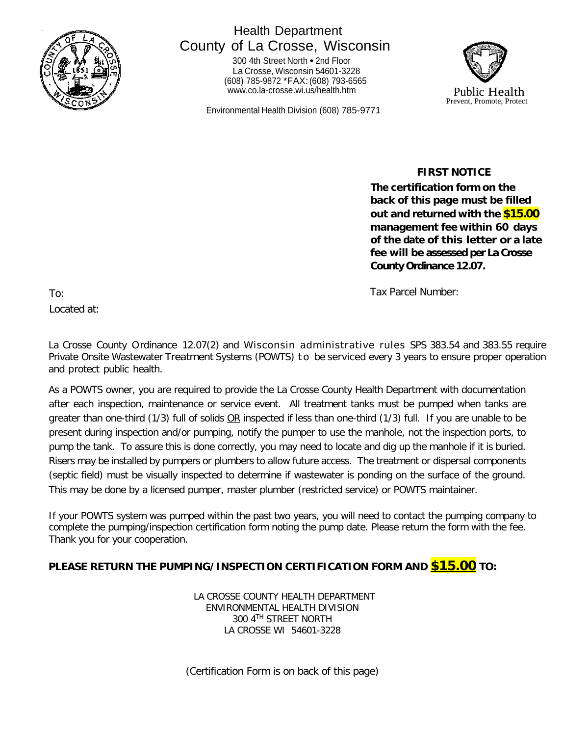# Health Department
## County of La Crosse, Wisconsin

300 4th Street North • 2nd Floor
La Crosse, Wisconsin 54601-3228
(608) 785-9872 *FAX: (608) 793-6565
www.co.la-crosse.wi.us/health.htm

Environmental Health Division (608) 785-9771

Public Health
Prevent, Promote, Protect

**FIRST NOTICE**

**The certification form on the back of this page must be filled out and returned with the $15.00 management fee within 60 days of the date of this letter or a late fee will be assessed per La Crosse County Ordinance 12.07.**

To:

Located at:

Tax Parcel Number:

La Crosse County Ordinance 12.07(2) and Wisconsin administrative rules SPS 383.54 and 383.55 require Private Onsite Wastewater Treatment Systems (POWTS) to be serviced every 3 years to ensure proper operation and protect public health.

As a POWTS owner, you are required to provide the La Crosse County Health Department with documentation after each inspection, maintenance or service event. All treatment tanks must be pumped when tanks are greater than one-third (1/3) full of solids OR inspected if less than one-third (1/3) full. If you are unable to be present during inspection and/or pumping, notify the pumper to use the manhole, not the inspection ports, to pump the tank. To assure this is done correctly, you may need to locate and dig up the manhole if it is buried. Risers may be installed by pumpers or plumbers to allow future access. The treatment or dispersal components (septic field) must be visually inspected to determine if wastewater is ponding on the surface of the ground. This may be done by a licensed pumper, master plumber (restricted service) or POWTS maintainer.

If your POWTS system was pumped within the past two years, you will need to contact the pumping company to complete the pumping/inspection certification form noting the pump date. Please return the form with the fee. Thank you for your cooperation.

**PLEASE RETURN THE PUMPING/INSPECTION CERTIFICATION FORM AND $15.00 TO:**

LA CROSSE COUNTY HEALTH DEPARTMENT
ENVIRONMENTAL HEALTH DIVISION
300 4TH STREET NORTH
LA CROSSE WI 54601-3228

(Certification Form is on back of this page)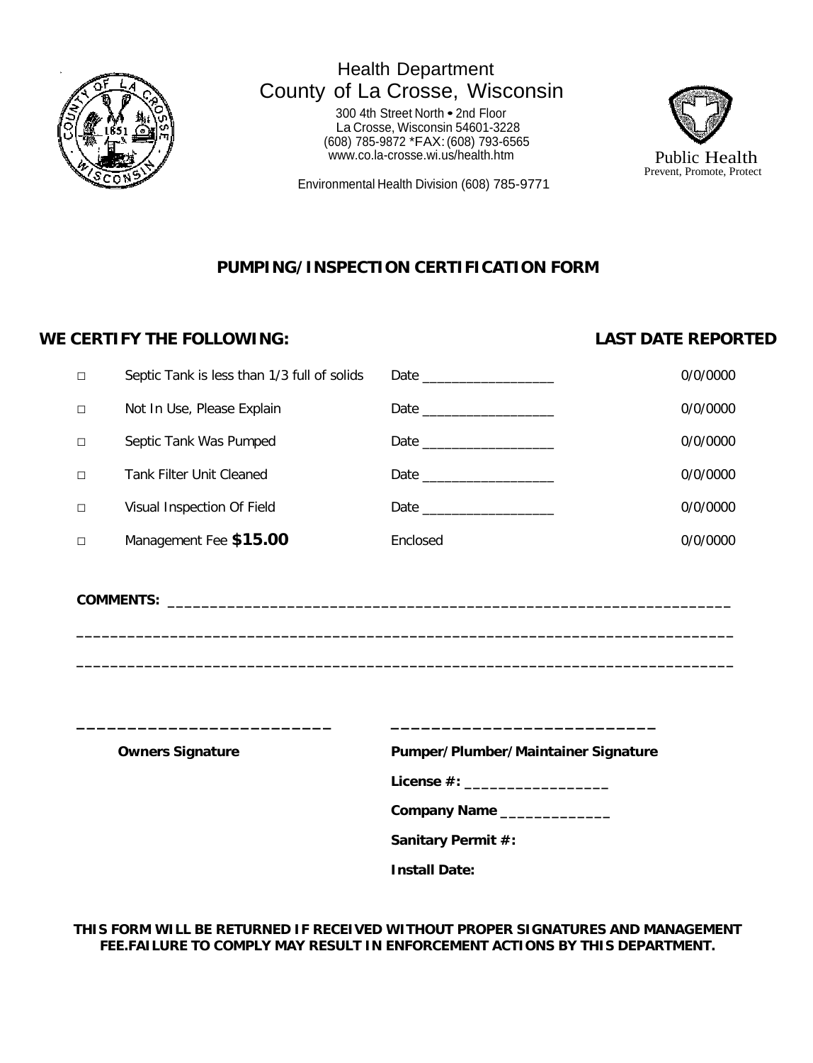Health Department
County of La Crosse, Wisconsin
300 4th Street North • 2nd Floor
La Crosse, Wisconsin 54601-3228
(608) 785-9872 *FAX: (608) 793-6565
www.co.la-crosse.wi.us/health.htm

Environmental Health Division (608) 785-9771

Public Health
Prevent, Promote, Protect

## PUMPING/INSPECTION CERTIFICATION FORM

**WE CERTIFY THE FOLLOWING:** **LAST DATE REPORTED**

| | | | |
|---|---|---|---|
| □ | Septic Tank is less than 1/3 full of solids | Date _________________ | 0/0/0000 |
| □ | Not In Use, Please Explain | Date _________________ | 0/0/0000 |
| □ | Septic Tank Was Pumped | Date _________________ | 0/0/0000 |
| □ | Tank Filter Unit Cleaned | Date _________________ | 0/0/0000 |
| □ | Visual Inspection Of Field | Date _________________ | 0/0/0000 |
| □ | Management Fee **$15.00** | Enclosed | 0/0/0000 |

**COMMENTS:** _______________________________________________________________

_____________________________________________________________________________

_____________________________________________________________________________

_________________________ ___________________________

**Owners Signature** **Pumper/Plumber/Maintainer Signature**

**License #:** _________________

**Company Name** _____________

**Sanitary Permit #:**

**Install Date:**

**THIS FORM WILL BE RETURNED IF RECEIVED WITHOUT PROPER SIGNATURES AND MANAGEMENT FEE.FAILURE TO COMPLY MAY RESULT IN ENFORCEMENT ACTIONS BY THIS DEPARTMENT.**